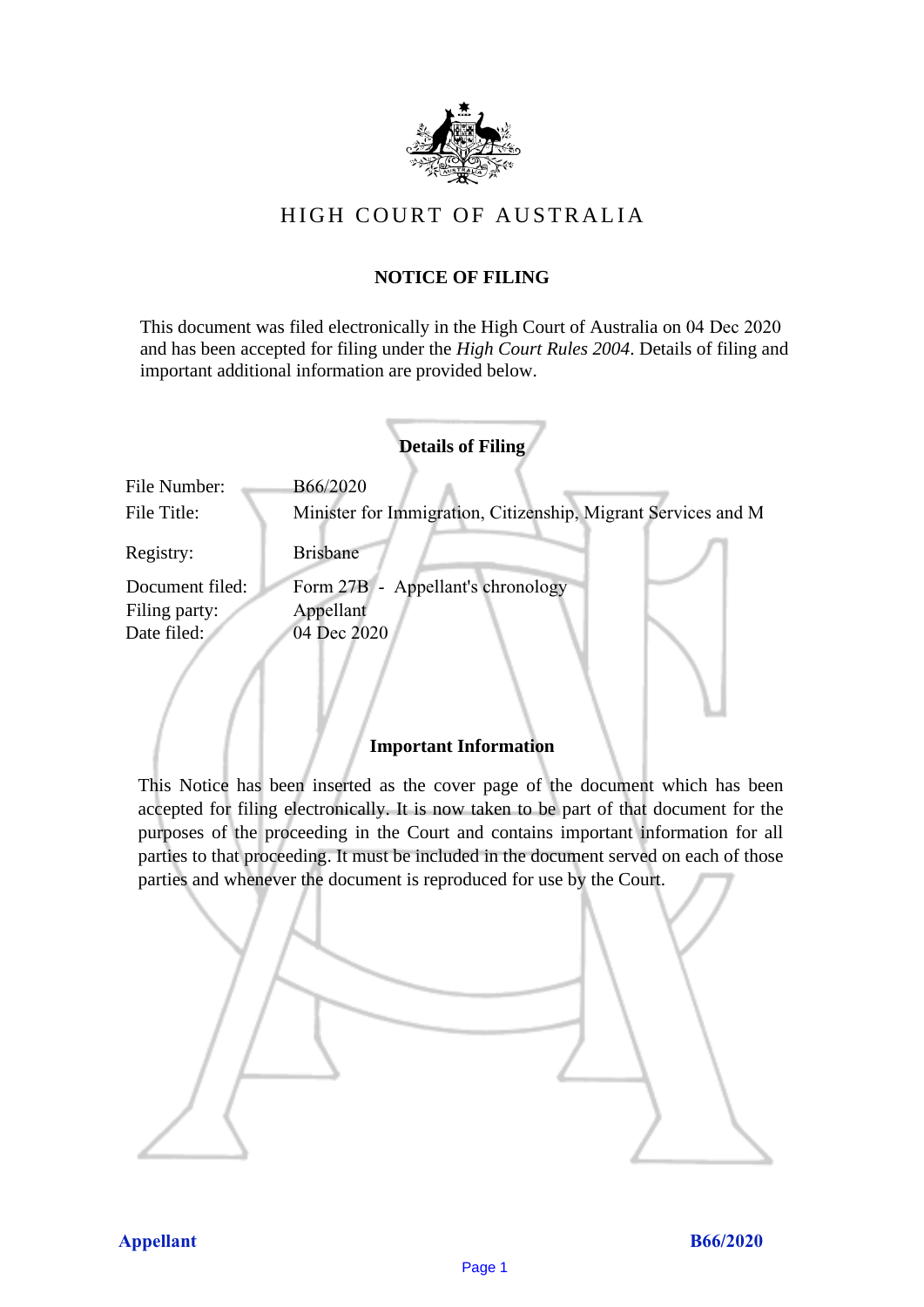# HIGH COURT OF AUSTRALIA

## NOTICE OF FILING

This document was filed electronically in the High Court of Australia on 04 Dec 2020 and has been accepted for filing under the *High Court Rules 2004*. Details of filing and important additional information are provided below.

### Details of Filing

| | |
|---|---|
| File Number: | B66/2020 |
| File Title: | Minister for Immigration, Citizenship, Migrant Services and M |
| Registry: | Brisbane |
| Document filed: | Form 27B - Appellant's chronology |
| Filing party: | Appellant |
| Date filed: | 04 Dec 2020 |

### Important Information

This Notice has been inserted as the cover page of the document which has been accepted for filing electronically. It is now taken to be part of that document for the purposes of the proceeding in the Court and contains important information for all parties to that proceeding. It must be included in the document served on each of those parties and whenever the document is reproduced for use by the Court.

**Appellant** **B66/2020**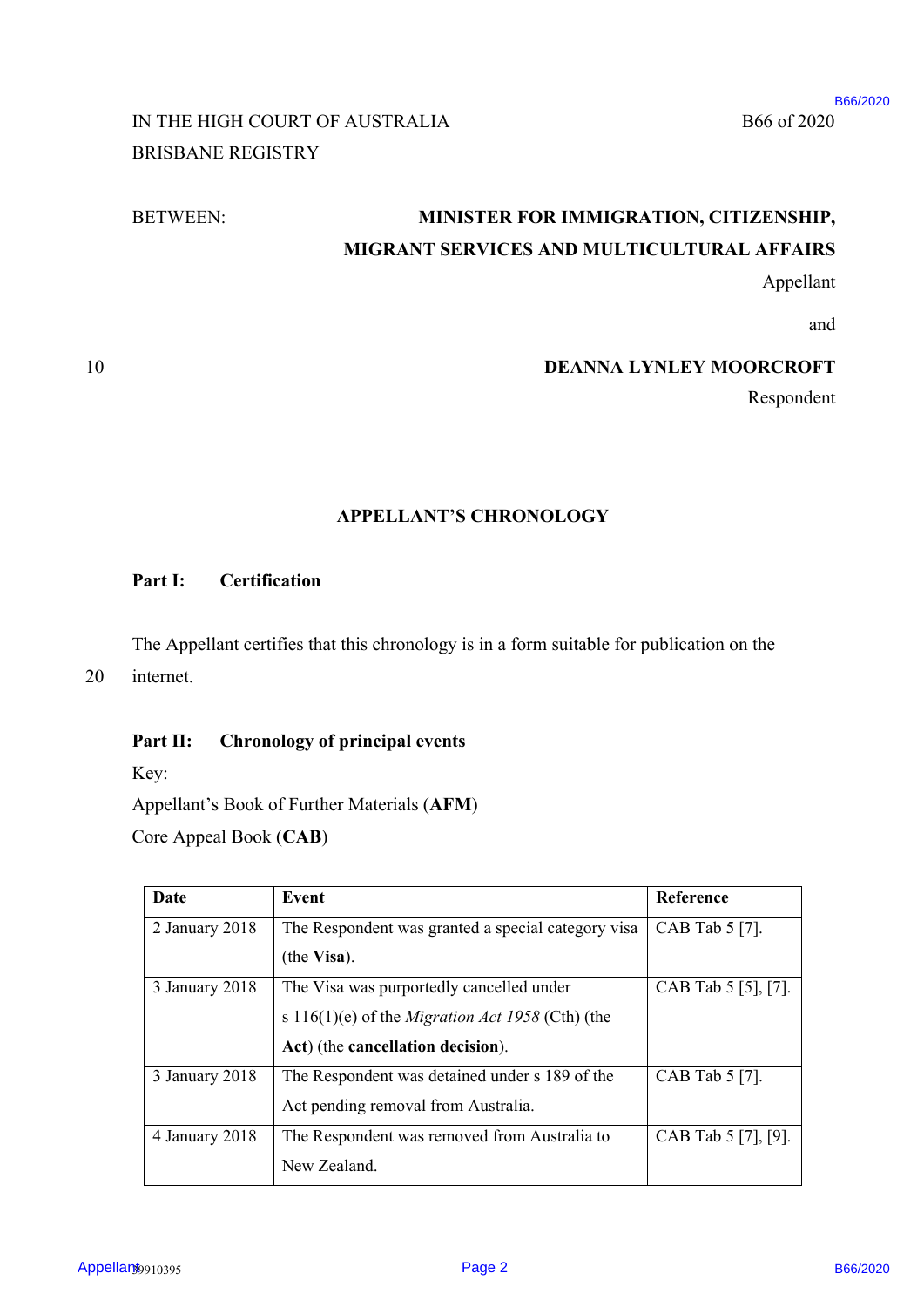IN THE HIGH COURT OF AUSTRALIA
BRISBANE REGISTRY

B66 of 2020

BETWEEN:

**MINISTER FOR IMMIGRATION, CITIZENSHIP, MIGRANT SERVICES AND MULTICULTURAL AFFAIRS**

Appellant

and

**DEANNA LYNLEY MOORCROFT**

Respondent

## APPELLANT'S CHRONOLOGY

### Part I: Certification

The Appellant certifies that this chronology is in a form suitable for publication on the internet.

### Part II: Chronology of principal events

Key:

Appellant's Book of Further Materials (**AFM**)

Core Appeal Book (**CAB**)

| **Date** | **Event** | **Reference** |
|---|---|---|
| 2 January 2018 | The Respondent was granted a special category visa (the **Visa**). | CAB Tab 5 [7]. |
| 3 January 2018 | The Visa was purportedly cancelled under s 116(1)(e) of the *Migration Act 1958* (Cth) (the **Act**) (the **cancellation decision**). | CAB Tab 5 [5], [7]. |
| 3 January 2018 | The Respondent was detained under s 189 of the Act pending removal from Australia. | CAB Tab 5 [7]. |
| 4 January 2018 | The Respondent was removed from Australia to New Zealand. | CAB Tab 5 [7], [9]. |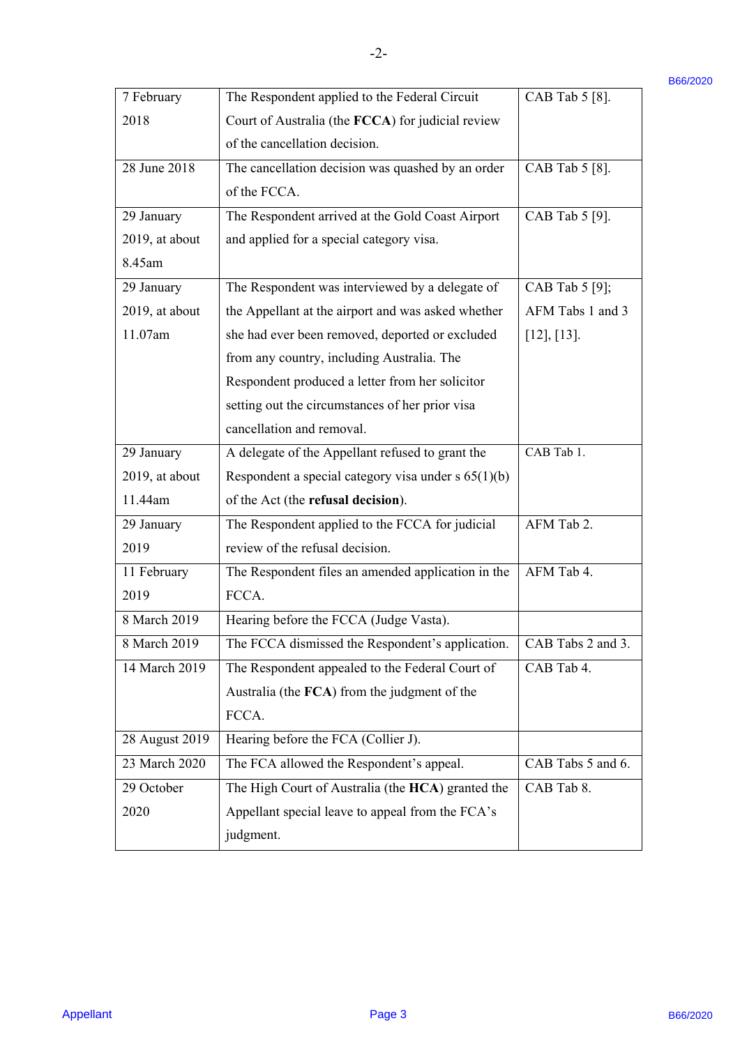| | | |
|---|---|---|
| 7 February 2018 | The Respondent applied to the Federal Circuit Court of Australia (the **FCCA**) for judicial review of the cancellation decision. | CAB Tab 5 [8]. |
| 28 June 2018 | The cancellation decision was quashed by an order of the FCCA. | CAB Tab 5 [8]. |
| 29 January 2019, at about 8.45am | The Respondent arrived at the Gold Coast Airport and applied for a special category visa. | CAB Tab 5 [9]. |
| 29 January 2019, at about 11.07am | The Respondent was interviewed by a delegate of the Appellant at the airport and was asked whether she had ever been removed, deported or excluded from any country, including Australia. The Respondent produced a letter from her solicitor setting out the circumstances of her prior visa cancellation and removal. | CAB Tab 5 [9]; AFM Tabs 1 and 3 [12], [13]. |
| 29 January 2019, at about 11.44am | A delegate of the Appellant refused to grant the Respondent a special category visa under s 65(1)(b) of the Act (the **refusal decision**). | CAB Tab 1. |
| 29 January 2019 | The Respondent applied to the FCCA for judicial review of the refusal decision. | AFM Tab 2. |
| 11 February 2019 | The Respondent files an amended application in the FCCA. | AFM Tab 4. |
| 8 March 2019 | Hearing before the FCCA (Judge Vasta). | |
| 8 March 2019 | The FCCA dismissed the Respondent's application. | CAB Tabs 2 and 3. |
| 14 March 2019 | The Respondent appealed to the Federal Court of Australia (the **FCA**) from the judgment of the FCCA. | CAB Tab 4. |
| 28 August 2019 | Hearing before the FCA (Collier J). | |
| 23 March 2020 | The FCA allowed the Respondent's appeal. | CAB Tabs 5 and 6. |
| 29 October 2020 | The High Court of Australia (the **HCA**) granted the Appellant special leave to appeal from the FCA's judgment. | CAB Tab 8. |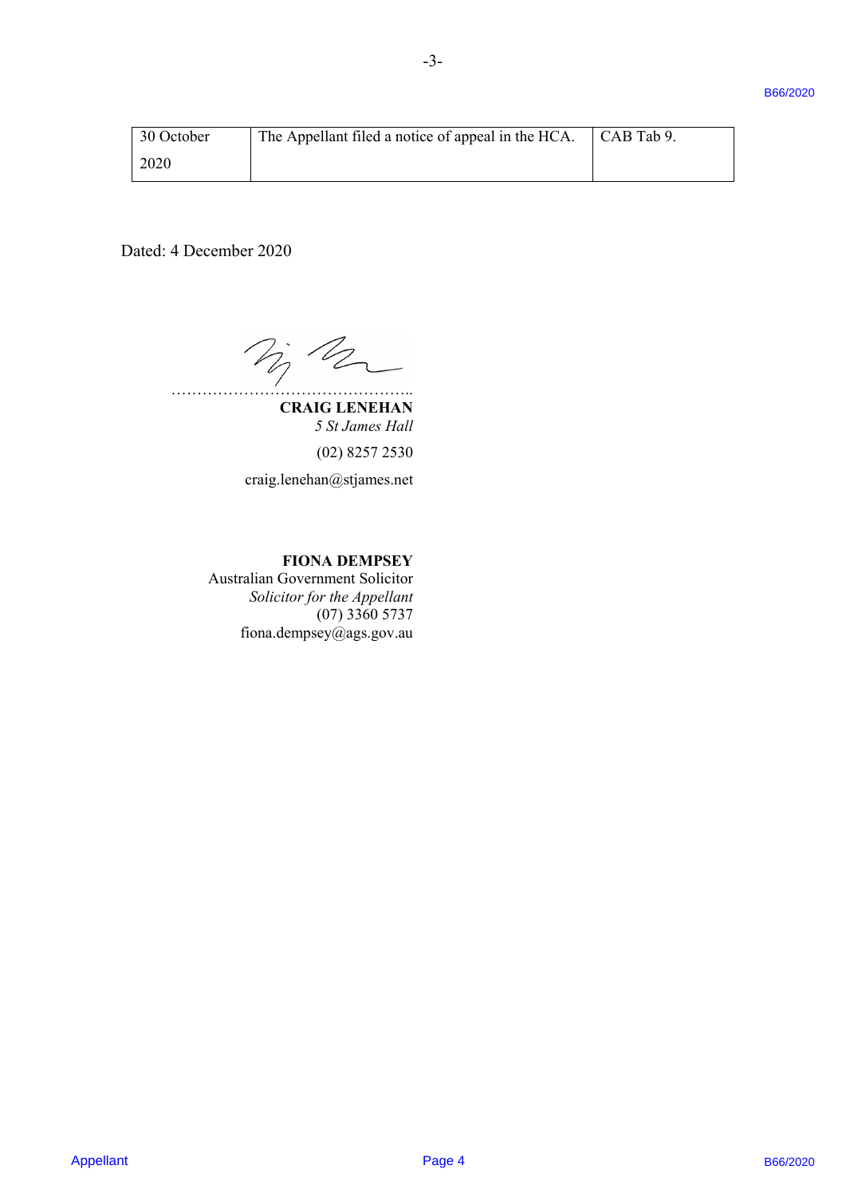| | | |
|---|---|---|
| 30 October 2020 | The Appellant filed a notice of appeal in the HCA. | CAB Tab 9. |

Dated: 4 December 2020

………………………………………..

**CRAIG LENEHAN**
*5 St James Hall*
(02) 8257 2530
craig.lenehan@stjames.net

**FIONA DEMPSEY**
Australian Government Solicitor
*Solicitor for the Appellant*
(07) 3360 5737
fiona.dempsey@ags.gov.au